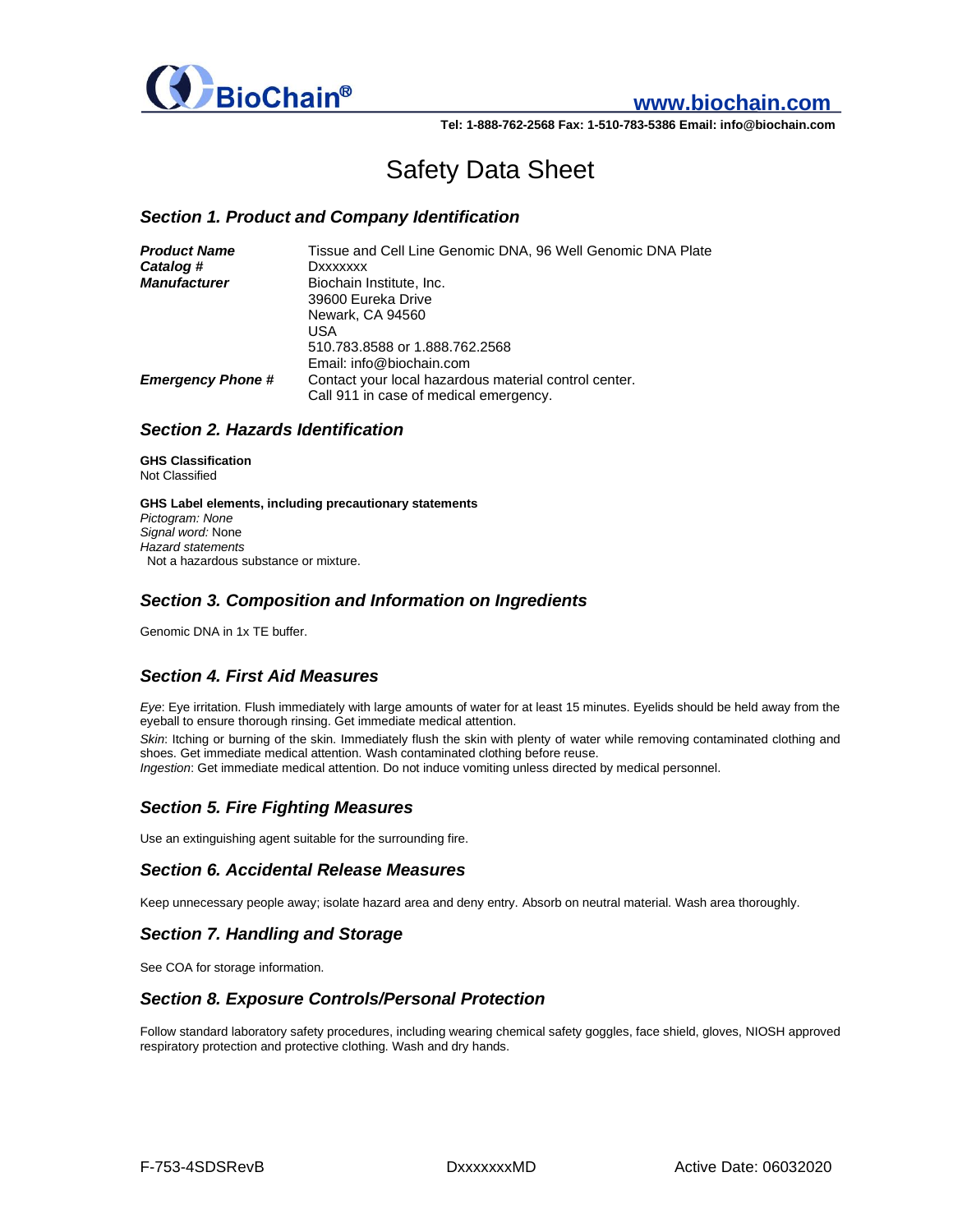BioChain®

www.biochain.com

Tel: 1-888-762-2568 Fax: 1-510-783-5386 Email: info@biochain.com

# Safety Data Sheet

## Section 1. Product and Company Identification

| | |
|---|---|
| ***Product Name*** | Tissue and Cell Line Genomic DNA, 96 Well Genomic DNA Plate |
| ***Catalog #*** | Dxxxxxxx |
| ***Manufacturer*** | Biochain Institute, Inc.<br>39600 Eureka Drive<br>Newark, CA 94560<br>USA<br>510.783.8588 or 1.888.762.2568<br>Email: info@biochain.com |
| ***Emergency Phone #*** | Contact your local hazardous material control center.<br>Call 911 in case of medical emergency. |

## Section 2. Hazards Identification

**GHS Classification**
Not Classified

**GHS Label elements, including precautionary statements**
*Pictogram: None*
*Signal word:* None
*Hazard statements*
Not a hazardous substance or mixture.

## Section 3. Composition and Information on Ingredients

Genomic DNA in 1x TE buffer.

## Section 4. First Aid Measures

*Eye*: Eye irritation. Flush immediately with large amounts of water for at least 15 minutes. Eyelids should be held away from the eyeball to ensure thorough rinsing. Get immediate medical attention.
*Skin*: Itching or burning of the skin. Immediately flush the skin with plenty of water while removing contaminated clothing and shoes. Get immediate medical attention. Wash contaminated clothing before reuse.
*Ingestion*: Get immediate medical attention. Do not induce vomiting unless directed by medical personnel.

## Section 5. Fire Fighting Measures

Use an extinguishing agent suitable for the surrounding fire.

## Section 6. Accidental Release Measures

Keep unnecessary people away; isolate hazard area and deny entry. Absorb on neutral material. Wash area thoroughly.

## Section 7. Handling and Storage

See COA for storage information.

## Section 8. Exposure Controls/Personal Protection

Follow standard laboratory safety procedures, including wearing chemical safety goggles, face shield, gloves, NIOSH approved respiratory protection and protective clothing. Wash and dry hands.

F-753-4SDSRevB DxxxxxxxMD Active Date: 06032020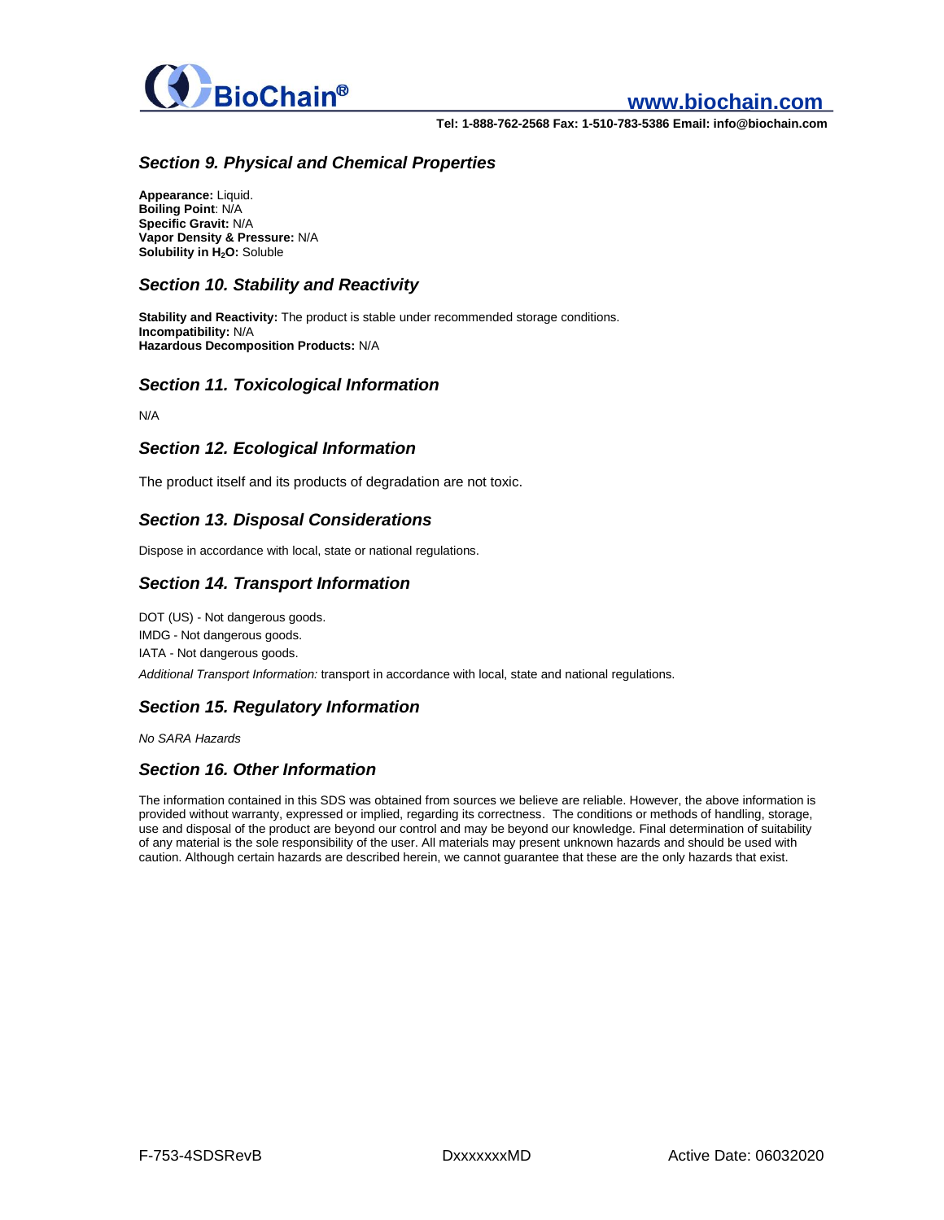## Section 9. Physical and Chemical Properties

**Appearance:** Liquid.
**Boiling Point**: N/A
**Specific Gravit:** N/A
**Vapor Density & Pressure:** N/A
**Solubility in $H_2O$:** Soluble

## Section 10. Stability and Reactivity

**Stability and Reactivity:** The product is stable under recommended storage conditions.
**Incompatibility:** N/A
**Hazardous Decomposition Products:** N/A

## Section 11. Toxicological Information

N/A

## Section 12. Ecological Information

The product itself and its products of degradation are not toxic.

## Section 13. Disposal Considerations

Dispose in accordance with local, state or national regulations.

## Section 14. Transport Information

DOT (US) - Not dangerous goods.

IMDG - Not dangerous goods.

IATA - Not dangerous goods.

*Additional Transport Information:* transport in accordance with local, state and national regulations.

## Section 15. Regulatory Information

*No SARA Hazards*

## Section 16. Other Information

The information contained in this SDS was obtained from sources we believe are reliable. However, the above information is provided without warranty, expressed or implied, regarding its correctness. The conditions or methods of handling, storage, use and disposal of the product are beyond our control and may be beyond our knowledge. Final determination of suitability of any material is the sole responsibility of the user. All materials may present unknown hazards and should be used with caution. Although certain hazards are described herein, we cannot guarantee that these are the only hazards that exist.